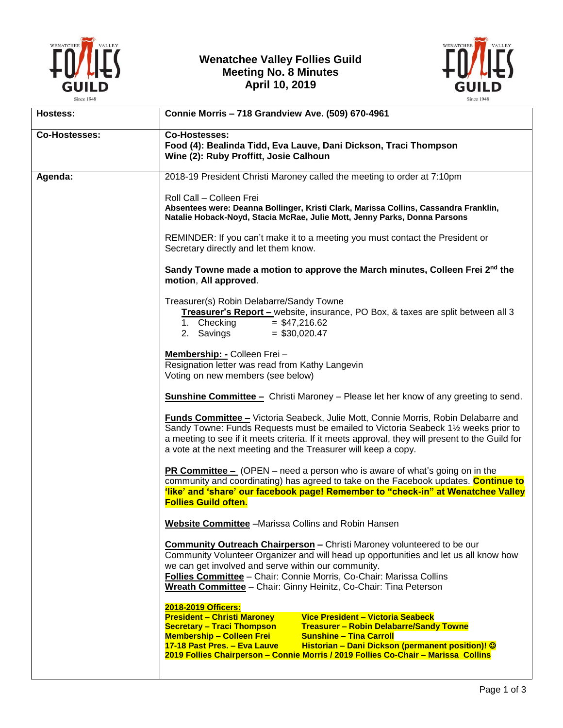# Wenatchee Valley Follies Guild
## Meeting No. 8 Minutes
## April 10, 2019

| | |
|---|---|
| **Hostess:** | **Connie Morris – 718 Grandview Ave. (509) 670-4961** |
| **Co-Hostesses:** | **Co-Hostesses:**<br>**Food (4): Bealinda Tidd, Eva Lauve, Dani Dickson, Traci Thompson**<br>**Wine (2): Ruby Proffitt, Josie Calhoun** |
| **Agenda:** | 2018-19 President Christi Maroney called the meeting to order at 7:10pm<br><br>Roll Call – Colleen Frei<br>**Absentees were: Deanna Bollinger, Kristi Clark, Marissa Collins, Cassandra Franklin, Natalie Hoback-Noyd, Stacia McRae, Julie Mott, Jenny Parks, Donna Parsons**<br><br>REMINDER: If you can't make it to a meeting you must contact the President or Secretary directly and let them know.<br><br>**Sandy Towne made a motion to approve the March minutes, Colleen Frei 2nd the motion, All approved**.<br><br>Treasurer(s) Robin Delabarre/Sandy Towne<br>**Treasurer's Report –** website, insurance, PO Box, & taxes are split between all 3<br>1. Checking = $47,216.62<br>2. Savings = $30,020.47<br><br>**Membership: -** Colleen Frei –<br>Resignation letter was read from Kathy Langevin<br>Voting on new members (see below)<br><br>**Sunshine Committee –** Christi Maroney – Please let her know of any greeting to send.<br><br>**Funds Committee –** Victoria Seabeck, Julie Mott, Connie Morris, Robin Delabarre and Sandy Towne: Funds Requests must be emailed to Victoria Seabeck 1½ weeks prior to a meeting to see if it meets criteria. If it meets approval, they will present to the Guild for a vote at the next meeting and the Treasurer will keep a copy.<br><br>**PR Committee –** (OPEN – need a person who is aware of what's going on in the community and coordinating) has agreed to take on the Facebook updates. **Continue to 'like' and 'share' our facebook page! Remember to "check-in" at Wenatchee Valley Follies Guild often.**<br><br>**Website Committee** –Marissa Collins and Robin Hansen<br><br>**Community Outreach Chairperson –** Christi Maroney volunteered to be our Community Volunteer Organizer and will head up opportunities and let us all know how we can get involved and serve within our community.<br>**Follies Committee** – Chair: Connie Morris, Co-Chair: Marissa Collins<br>**Wreath Committee** – Chair: Ginny Heinitz, Co-Chair: Tina Peterson<br><br>**2018-2019 Officers:**<br>**President – Christi Maroney** **Vice President – Victoria Seabeck**<br>**Secretary – Traci Thompson** **Treasurer – Robin Delabarre/Sandy Towne**<br>**Membership – Colleen Frei** **Sunshine – Tina Carroll**<br>**17-18 Past Pres. – Eva Lauve** **Historian – Dani Dickson (permanent position)! ☺**<br>**2019 Follies Chairperson – Connie Morris / 2019 Follies Co-Chair – Marissa Collins** |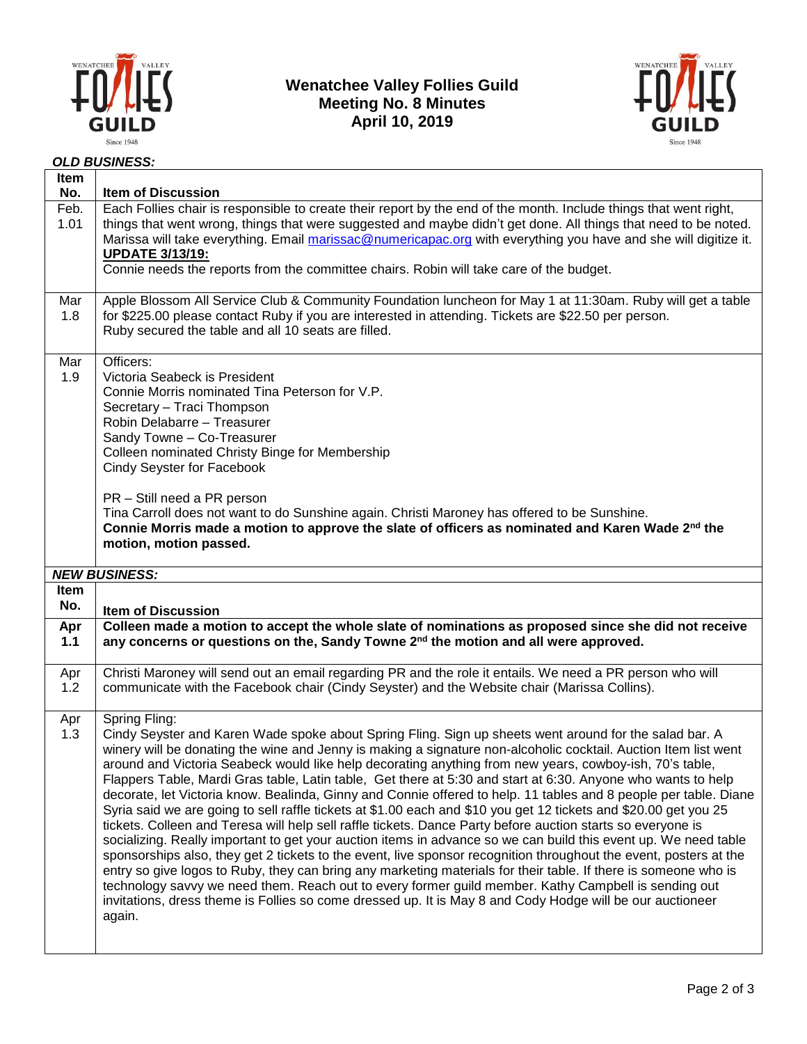# Wenatchee Valley Follies Guild
## Meeting No. 8 Minutes
## April 10, 2019

***OLD BUSINESS:***

| Item No. | Item of Discussion |
|---|---|
| Feb. 1.01 | Each Follies chair is responsible to create their report by the end of the month. Include things that went right, things that went wrong, things that were suggested and maybe didn't get done. All things that need to be noted. Marissa will take everything. Email marissac@numericapac.org with everything you have and she will digitize it. **UPDATE 3/13/19:** Connie needs the reports from the committee chairs. Robin will take care of the budget. |
| Mar 1.8 | Apple Blossom All Service Club & Community Foundation luncheon for May 1 at 11:30am. Ruby will get a table for $225.00 please contact Ruby if you are interested in attending. Tickets are $22.50 per person. Ruby secured the table and all 10 seats are filled. |
| Mar 1.9 | Officers:<br>Victoria Seabeck is President<br>Connie Morris nominated Tina Peterson for V.P.<br>Secretary – Traci Thompson<br>Robin Delabarre – Treasurer<br>Sandy Towne – Co-Treasurer<br>Colleen nominated Christy Binge for Membership<br>Cindy Seyster for Facebook<br><br>PR – Still need a PR person<br>Tina Carroll does not want to do Sunshine again. Christi Maroney has offered to be Sunshine.<br>**Connie Morris made a motion to approve the slate of officers as nominated and Karen Wade 2nd the motion, motion passed.** |

***NEW BUSINESS:***

| Item No. | Item of Discussion |
|---|---|
| **Apr 1.1** | **Colleen made a motion to accept the whole slate of nominations as proposed since she did not receive any concerns or questions on the, Sandy Towne 2nd the motion and all were approved.** |
| Apr 1.2 | Christi Maroney will send out an email regarding PR and the role it entails. We need a PR person who will communicate with the Facebook chair (Cindy Seyster) and the Website chair (Marissa Collins). |
| Apr 1.3 | Spring Fling:<br>Cindy Seyster and Karen Wade spoke about Spring Fling. Sign up sheets went around for the salad bar. A winery will be donating the wine and Jenny is making a signature non-alcoholic cocktail. Auction Item list went around and Victoria Seabeck would like help decorating anything from new years, cowboy-ish, 70's table, Flappers Table, Mardi Gras table, Latin table, Get there at 5:30 and start at 6:30. Anyone who wants to help decorate, let Victoria know. Bealinda, Ginny and Connie offered to help. 11 tables and 8 people per table. Diane Syria said we are going to sell raffle tickets at $1.00 each and $10 you get 12 tickets and $20.00 get you 25 tickets. Colleen and Teresa will help sell raffle tickets. Dance Party before auction starts so everyone is socializing. Really important to get your auction items in advance so we can build this event up. We need table sponsorships also, they get 2 tickets to the event, live sponsor recognition throughout the event, posters at the entry so give logos to Ruby, they can bring any marketing materials for their table. If there is someone who is technology savvy we need them. Reach out to every former guild member. Kathy Campbell is sending out invitations, dress theme is Follies so come dressed up. It is May 8 and Cody Hodge will be our auctioneer again. |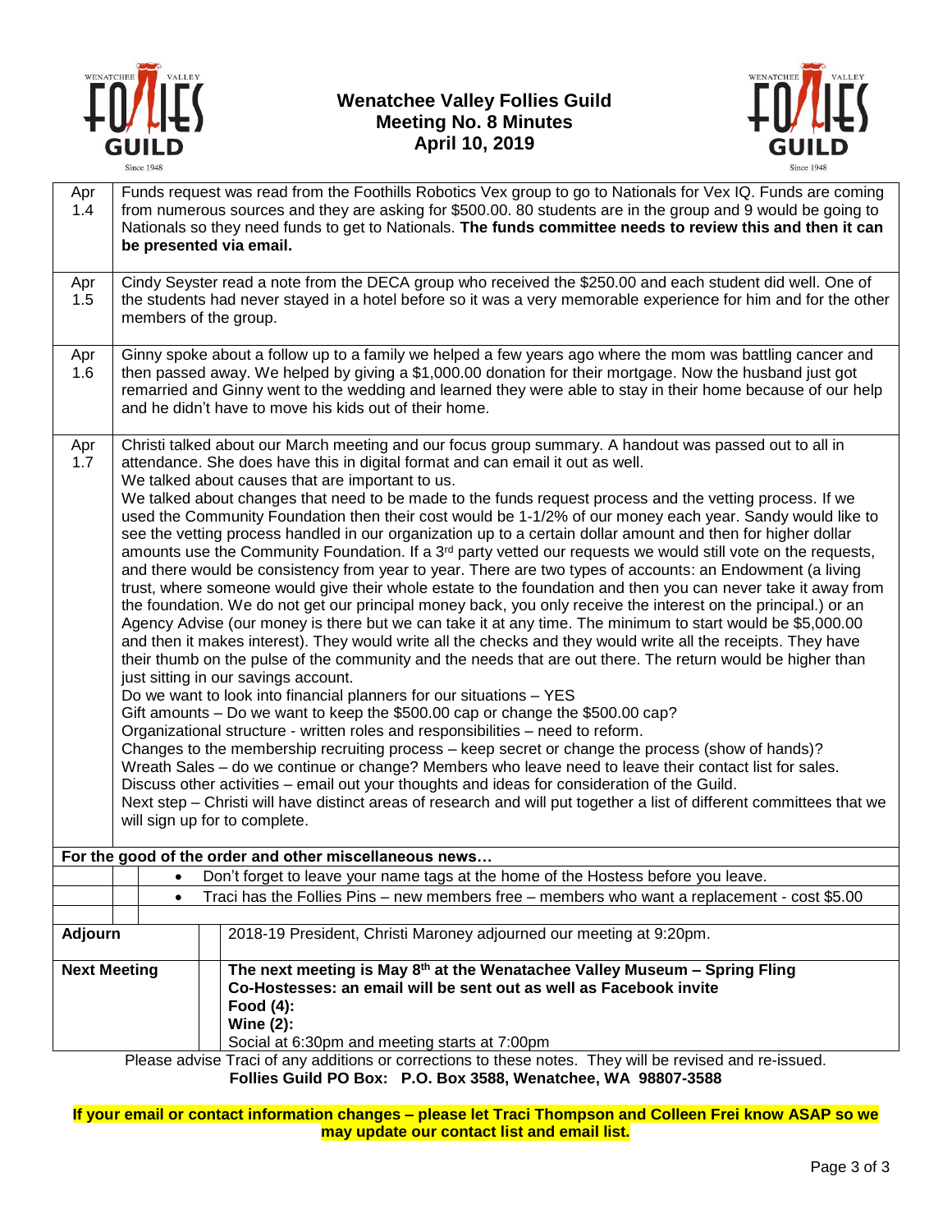# Wenatchee Valley Follies Guild
## Meeting No. 8 Minutes
## April 10, 2019

| | |
|---|---|
| Apr 1.4 | Funds request was read from the Foothills Robotics Vex group to go to Nationals for Vex IQ. Funds are coming from numerous sources and they are asking for $500.00. 80 students are in the group and 9 would be going to Nationals so they need funds to get to Nationals. **The funds committee needs to review this and then it can be presented via email.** |
| Apr 1.5 | Cindy Seyster read a note from the DECA group who received the $250.00 and each student did well. One of the students had never stayed in a hotel before so it was a very memorable experience for him and for the other members of the group. |
| Apr 1.6 | Ginny spoke about a follow up to a family we helped a few years ago where the mom was battling cancer and then passed away. We helped by giving a $1,000.00 donation for their mortgage. Now the husband just got remarried and Ginny went to the wedding and learned they were able to stay in their home because of our help and he didn't have to move his kids out of their home. |
| Apr 1.7 | Christi talked about our March meeting and our focus group summary. A handout was passed out to all in attendance. She does have this in digital format and can email it out as well.<br>We talked about causes that are important to us.<br>We talked about changes that need to be made to the funds request process and the vetting process. If we used the Community Foundation then their cost would be 1-1/2% of our money each year. Sandy would like to see the vetting process handled in our organization up to a certain dollar amount and then for higher dollar amounts use the Community Foundation. If a 3rd party vetted our requests we would still vote on the requests, and there would be consistency from year to year. There are two types of accounts: an Endowment (a living trust, where someone would give their whole estate to the foundation and then you can never take it away from the foundation. We do not get our principal money back, you only receive the interest on the principal.) or an Agency Advise (our money is there but we can take it at any time. The minimum to start would be $5,000.00 and then it makes interest). They would write all the checks and they would write all the receipts. They have their thumb on the pulse of the community and the needs that are out there. The return would be higher than just sitting in our savings account.<br>Do we want to look into financial planners for our situations – YES<br>Gift amounts – Do we want to keep the $500.00 cap or change the $500.00 cap?<br>Organizational structure - written roles and responsibilities – need to reform.<br>Changes to the membership recruiting process – keep secret or change the process (show of hands)?<br>Wreath Sales – do we continue or change? Members who leave need to leave their contact list for sales.<br>Discuss other activities – email out your thoughts and ideas for consideration of the Guild.<br>Next step – Christi will have distinct areas of research and will put together a list of different committees that we will sign up for to complete. |

**For the good of the order and other miscellaneous news…**

- Don't forget to leave your name tags at the home of the Hostess before you leave.
- Traci has the Follies Pins – new members free – members who want a replacement - cost $5.00

| | |
|---|---|
| **Adjourn** | 2018-19 President, Christi Maroney adjourned our meeting at 9:20pm. |
| **Next Meeting** | **The next meeting is May 8th at the Wenatchee Valley Museum – Spring Fling**<br>**Co-Hostesses: an email will be sent out as well as Facebook invite**<br>**Food (4):**<br>**Wine (2):**<br>Social at 6:30pm and meeting starts at 7:00pm |

Please advise Traci of any additions or corrections to these notes. They will be revised and re-issued.

**Follies Guild PO Box: P.O. Box 3588, Wenatchee, WA 98807-3588**

**If your email or contact information changes – please let Traci Thompson and Colleen Frei know ASAP so we may update our contact list and email list.**